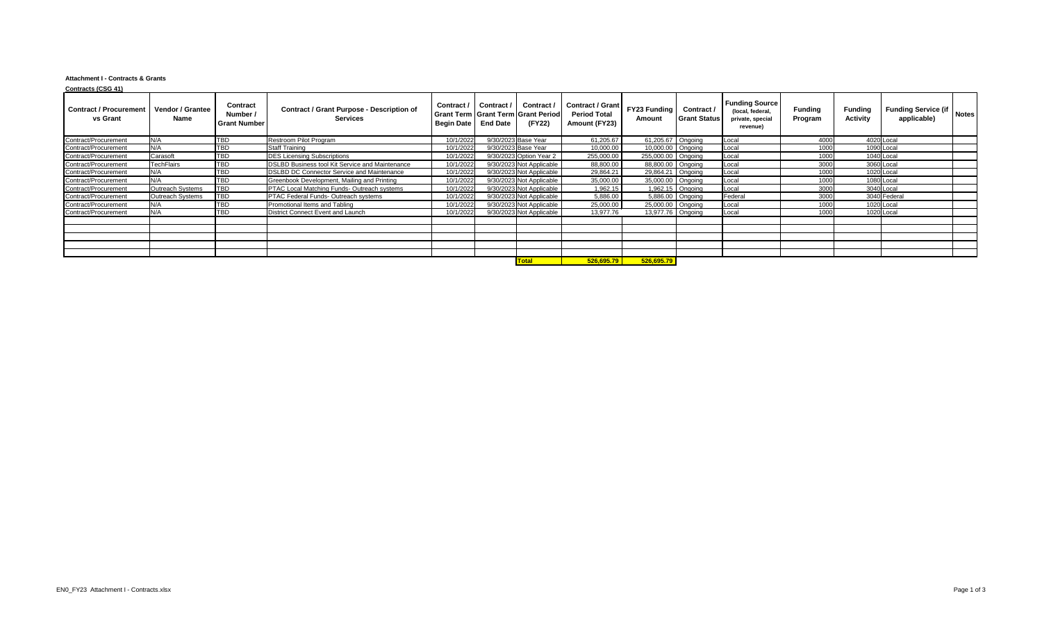**Attachment I - Contracts & Grants**

**Contracts (CSG 41)**

| Contract / Procurement vs Grant | Vendor / Grantee Name | Contract Number / Grant Number | Contract / Grant Purpose - Description of Services | Contract / Grant Term Begin Date | Contract / Grant Term End Date | Contract / Grant Period (FY22) | Contract / Grant Period Total Amount (FY23) | FY23 Funding Amount | Contract / Grant Status | Funding Source (local, federal, private, special revenue) | Funding Program | Funding Activity | Funding Service (if applicable) | Notes |
|---|---|---|---|---|---|---|---|---|---|---|---|---|---|---|
| Contract/Procurement | N/A | TBD | Restroom Pilot Program | 10/1/2022 | 9/30/2023 | Base Year | 61,205.67 | 61,205.67 | Ongoing | Local | 4000 | 4020 | Local | |
| Contract/Procurement | N/A | TBD | Staff Training | 10/1/2022 | 9/30/2023 | Base Year | 10,000.00 | 10,000.00 | Ongoing | Local | 1000 | 1090 | Local | |
| Contract/Procurement | Carasoft | TBD | DES Licensing Subscriptions | 10/1/2022 | 9/30/2023 | Option Year 2 | 255,000.00 | 255,000.00 | Ongoing | Local | 1000 | 1040 | Local | |
| Contract/Procurement | TechFlairs | TBD | DSLBD Business tool Kit Service and Maintenance | 10/1/2022 | 9/30/2023 | Not Applicable | 88,800.00 | 88,800.00 | Ongoing | Local | 3000 | 3060 | Local | |
| Contract/Procurement | N/A | TBD | DSLBD DC Connector Service and Maintenance | 10/1/2022 | 9/30/2023 | Not Applicable | 29,864.21 | 29,864.21 | Ongoing | Local | 1000 | 1020 | Local | |
| Contract/Procurement | N/A | TBD | Greenbook Development, Mailing and Printing | 10/1/2022 | 9/30/2023 | Not Applicable | 35,000.00 | 35,000.00 | Ongoing | Local | 1000 | 1080 | Local | |
| Contract/Procurement | Outreach Systems | TBD | PTAC Local Matching Funds- Outreach systems | 10/1/2022 | 9/30/2023 | Not Applicable | 1,962.15 | 1,962.15 | Ongoing | Local | 3000 | 3040 | Local | |
| Contract/Procurement | Outreach Systems | TBD | PTAC Federal Funds- Outreach systems | 10/1/2022 | 9/30/2023 | Not Applicable | 5,886.00 | 5,886.00 | Ongoing | Federal | 3000 | 3040 | Federal | |
| Contract/Procurement | N/A | TBD | Promotional Items and Tabling | 10/1/2022 | 9/30/2023 | Not Applicable | 25,000.00 | 25,000.00 | Ongoing | Local | 1000 | 1020 | Local | |
| Contract/Procurement | N/A | TBD | District Connect Event and Launch | 10/1/2022 | 9/30/2023 | Not Applicable | 13,977.76 | 13,977.76 | Ongoing | Local | 1000 | 1020 | Local | |
| | | | | | | | | | | | | | | |
| | | | | | | | | | | | | | | |
| | | | | | | | | | | | | | | |
| | | | | | | | | | | | | | | |
| | | | | | | | | | | | | | | |
| | | | | | | **Total** | **526,695.79** | **526,695.79** | | | | | | |

EN0_FY23 Attachment I - Contracts.xlsx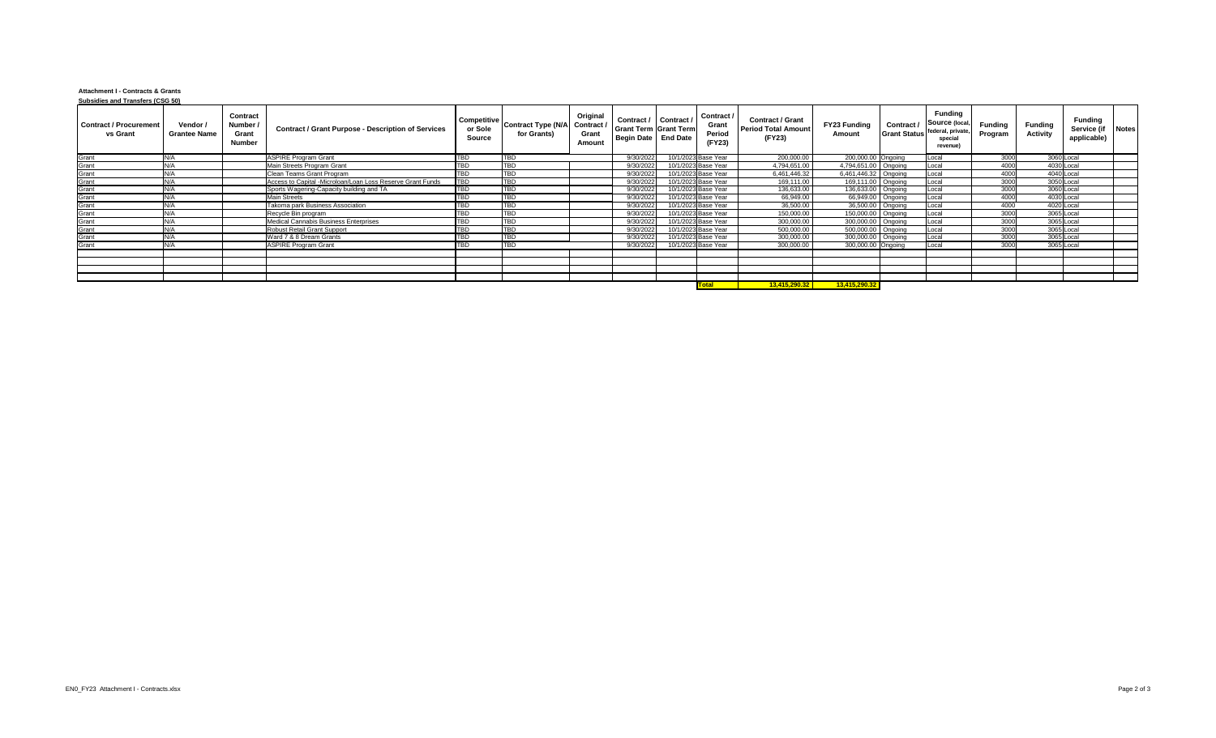**Attachment I - Contracts & Grants**

**Subsidies and Transfers (CSG 50)**

| Contract / Procurement vs Grant | Vendor / Grantee Name | Contract Number / Grant Number | Contract / Grant Purpose - Description of Services | Competitive or Sole Source | Contract Type (N/A for Grants) | Original Contract / Grant Amount | Contract / Grant Term Begin Date | Contract / Grant Term End Date | Contract / Grant Period (FY23) | Contract / Grant Period Total Amount (FY23) | FY23 Funding Amount | Contract / Grant Status | Funding Source (local, federal, private, special revenue) | Funding Program | Funding Activity | Funding Service (if applicable) | Notes |
|---|---|---|---|---|---|---|---|---|---|---|---|---|---|---|---|---|---|
| Grant | N/A | | ASPIRE Program Grant | TBD | TBD | | 9/30/2022 | 10/1/2023 | Base Year | 200,000.00 | 200,000.00 | Ongoing | Local | 3000 | 3060 | Local | |
| Grant | N/A | | Main Streets Program Grant | TBD | TBD | | 9/30/2022 | 10/1/2023 | Base Year | 4,794,651.00 | 4,794,651.00 | Ongoing | Local | 4000 | 4030 | Local | |
| Grant | N/A | | Clean Teams Grant Program | TBD | TBD | | 9/30/2022 | 10/1/2023 | Base Year | 6,461,446.32 | 6,461,446.32 | Ongoing | Local | 4000 | 4040 | Local | |
| Grant | N/A | | Access to Capital -Microloan/Loan Loss Reserve Grant Funds | TBD | TBD | | 9/30/2022 | 10/1/2023 | Base Year | 169,111.00 | 169,111.00 | Ongoing | Local | 3000 | 3050 | Local | |
| Grant | N/A | | Sports Wagering-Capacity building and TA | TBD | TBD | | 9/30/2022 | 10/1/2023 | Base Year | 136,633.00 | 136,633.00 | Ongoing | Local | 3000 | 3060 | Local | |
| Grant | N/A | | Main Streets | TBD | TBD | | 9/30/2022 | 10/1/2023 | Base Year | 66,949.00 | 66,949.00 | Ongoing | Local | 4000 | 4030 | Local | |
| Grant | N/A | | Takoma park Business Association | TBD | TBD | | 9/30/2022 | 10/1/2023 | Base Year | 36,500.00 | 36,500.00 | Ongoing | Local | 4000 | 4020 | Local | |
| Grant | N/A | | Recycle Bin program | TBD | TBD | | 9/30/2022 | 10/1/2023 | Base Year | 150,000.00 | 150,000.00 | Ongoing | Local | 3000 | 3065 | Local | |
| Grant | N/A | | Medical Cannabis Business Enterprises | TBD | TBD | | 9/30/2022 | 10/1/2023 | Base Year | 300,000.00 | 300,000.00 | Ongoing | Local | 3000 | 3065 | Local | |
| Grant | N/A | | Robust Retail Grant Support | TBD | TBD | | 9/30/2022 | 10/1/2023 | Base Year | 500,000.00 | 500,000.00 | Ongoing | Local | 3000 | 3065 | Local | |
| Grant | N/A | | Ward 7 & 8 Dream Grants | TBD | TBD | | 9/30/2022 | 10/1/2023 | Base Year | 300,000.00 | 300,000.00 | Ongoing | Local | 3000 | 3065 | Local | |
| Grant | N/A | | ASPIRE Program Grant | TBD | TBD | | 9/30/2022 | 10/1/2023 | Base Year | 300,000.00 | 300,000.00 | Ongoing | Local | 3000 | 3065 | Local | |
| | | | | | | | | | | | | | | | | | |
| | | | | | | | | | | | | | | | | | |
| | | | | | | | | | | | | | | | | | |
| | | | | | | | | | | | | | | | | | |
| | | | | | | | | | **Total** | **13,415,290.32** | **13,415,290.32** | | | | | | |

EN0_FY23 Attachment I - Contracts.xlsx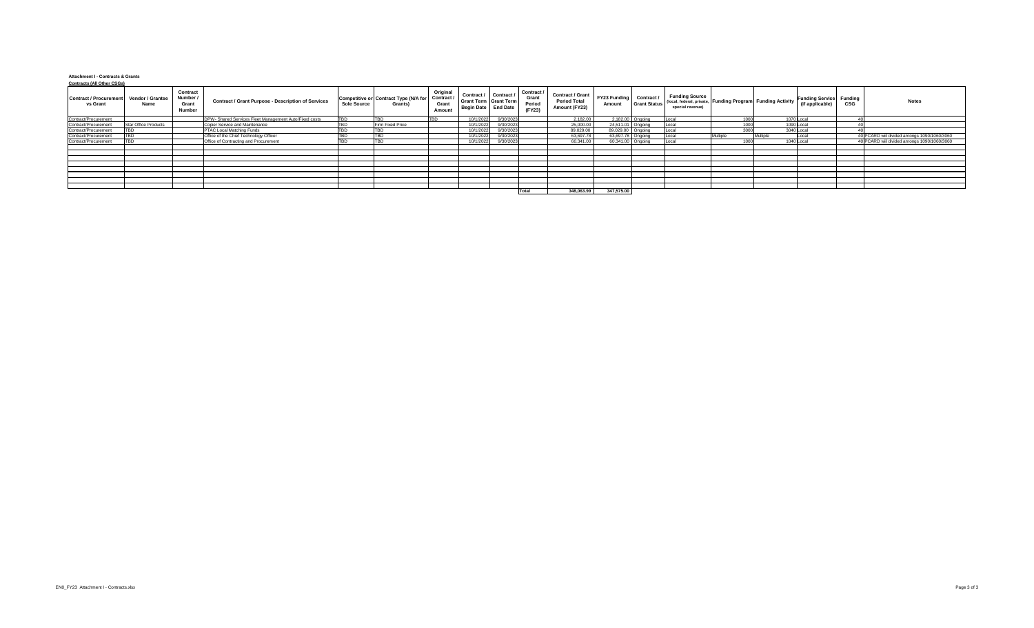**Attachment I - Contracts & Grants**

**Contracts (All Other CSGs)**

| Contract / Procurement vs Grant | Vendor / Grantee Name | Contract Number / Grant Number | Contract / Grant Purpose - Description of Services | Competitive or Sole Source | Contract Type (N/A for Grants) | Original Contract / Grant Amount | Contract / Grant Term Begin Date | Contract / Grant Term End Date | Contract / Grant Period (FY23) | Contract / Grant Period Total Amount (FY23) | FY23 Funding Amount | Contract / Grant Status | Funding Source (local, federal, private, special revenue) | Funding Program | Funding Activity | Funding Service (if applicable) | Funding CSG | Notes |
|---|---|---|---|---|---|---|---|---|---|---|---|---|---|---|---|---|---|---|
| Contract/Procurement | | | DPW- Shared Services Fleet Management Auto/Fixed costs | TBD | TBD | TBD | 10/1/2022 | 9/30/2023 | | 2,182.00 | 2,182.00 | Ongoing | Local | 1000 | 1070 | Local | 40 | |
| Contract/Procurement | Star Office Products | | Copier Service and Maintenance | TBD | Firm Fixed Price | | 10/1/2022 | 9/30/2023 | | 25,000.00 | 24,511.01 | Ongoing | Local | 1000 | 1090 | Local | 40 | |
| Contract/Procurement | TBD | | PTAC Local Matching Funds | TBD | TBD | | 10/1/2022 | 9/30/2023 | | 89,029.00 | 89,029.00 | Ongoing | Local | 3000 | 3040 | Local | 40 | |
| Contract/Procurement | TBD | | Office of the Chief Technology Officer | TBD | TBD | | 10/1/2022 | 9/30/2023 | | 63,697.78 | 63,697.78 | Ongoing | Local | Multiple | Multiple | Local | 40 | PCARD will divided amongs 1090/1060/3060 |
| Contract/Procurement | TBD | | Office of Contracting and Procurement | TBD | TBD | | 10/1/2022 | 9/30/2023 | | 60,341.00 | 60,341.00 | Ongoing | Local | 1000 | 1040 | Local | 40 | PCARD will divided amongs 1090/1060/3060 |
| | | | | | | | | | Total | 348,063.99 | 347,575.00 | | | | | | | |